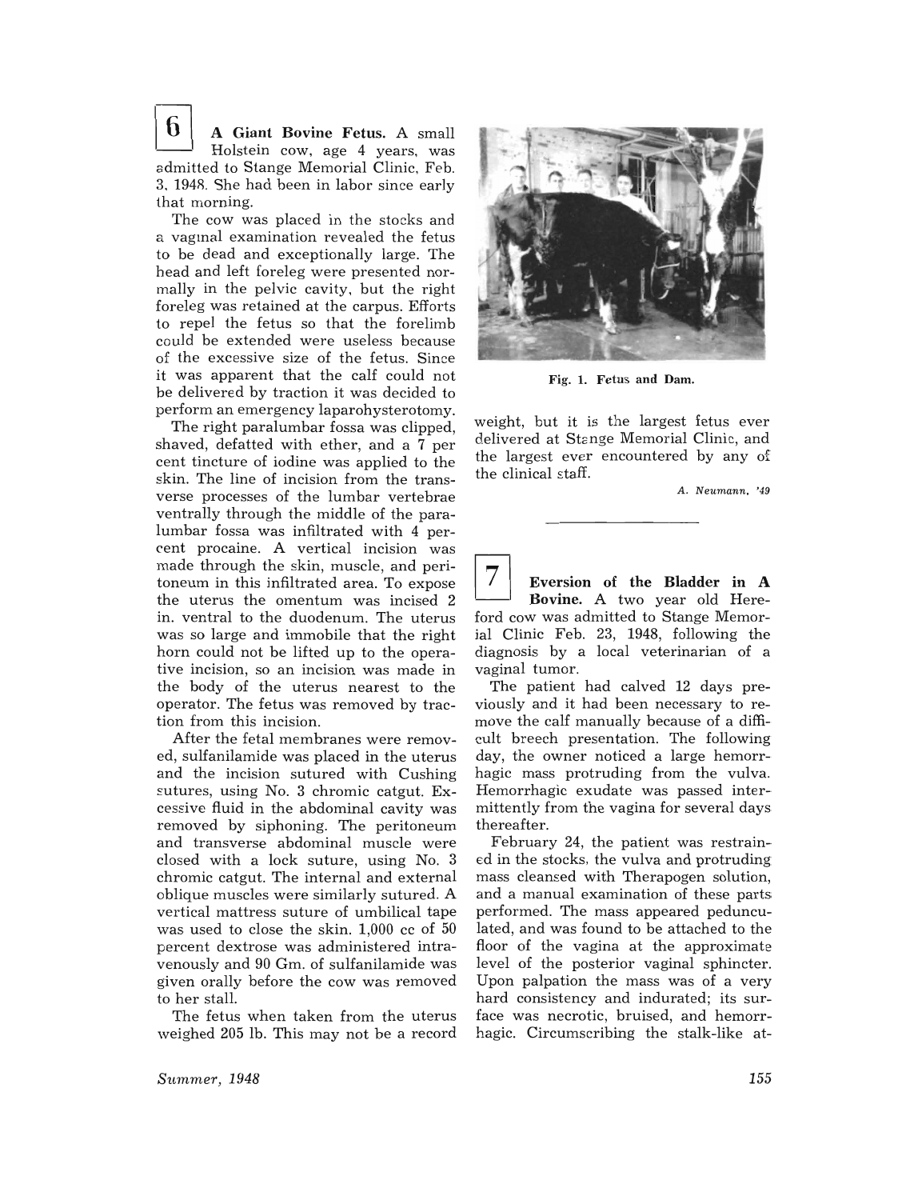**6** **A Giant Bovine Fetus.** A small Holstein cow, age 4 years, was admitted to Stange Memorial Clinic, Feb. 3, 1948. She had been in labor since early that morning.

The cow was placed in the stocks and a vaginal examination revealed the fetus to be dead and exceptionally large. The head and left foreleg were presented normally in the pelvic cavity, but the right foreleg was retained at the carpus. Efforts to repel the fetus so that the forelimb could be extended were useless because of the excessive size of the fetus. Since it was apparent that the calf could not be delivered by traction it was decided to perform an emergency laparohysterotomy.

The right paralumbar fossa was clipped, shaved, defatted with ether, and a 7 per cent tincture of iodine was applied to the skin. The line of incision from the transverse processes of the lumbar vertebrae ventrally through the middle of the paralumbar fossa was infiltrated with 4 percent procaine. A vertical incision was made through the skin, muscle, and peritoneum in this infiltrated area. To expose the uterus the omentum was incised 2 in. ventral to the duodenum. The uterus was so large and immobile that the right horn could not be lifted up to the operative incision, so an incision was made in the body of the uterus nearest to the operator. The fetus was removed by traction from this incision.

After the fetal membranes were removed, sulfanilamide was placed in the uterus and the incision sutured with Cushing sutures, using No. 3 chromic catgut. Excessive fluid in the abdominal cavity was removed by siphoning. The peritoneum and transverse abdominal muscle were closed with a lock suture, using No. 3 chromic catgut. The internal and external oblique muscles were similarly sutured. A vertical mattress suture of umbilical tape was used to close the skin. 1,000 cc of 50 percent dextrose was administered intravenously and 90 Gm. of sulfanilamide was given orally before the cow was removed to her stall.

The fetus when taken from the uterus weighed 205 lb. This may not be a record weight, but it is the largest fetus ever delivered at Stange Memorial Clinic, and the largest ever encountered by any of the clinical staff.

Fig. 1. Fetus and Dam.

*A. Neumann, '49*

---

**7** **Eversion of the Bladder in A Bovine.** A two year old Hereford cow was admitted to Stange Memorial Clinic Feb. 23, 1948, following the diagnosis by a local veterinarian of a vaginal tumor.

The patient had calved 12 days previously and it had been necessary to remove the calf manually because of a difficult breech presentation. The following day, the owner noticed a large hemorrhagic mass protruding from the vulva. Hemorrhagic exudate was passed intermittently from the vagina for several days thereafter.

February 24, the patient was restrained in the stocks, the vulva and protruding mass cleansed with Therapogen solution, and a manual examination of these parts performed. The mass appeared pedunculated, and was found to be attached to the floor of the vagina at the approximate level of the posterior vaginal sphincter. Upon palpation the mass was of a very hard consistency and indurated; its surface was necrotic, bruised, and hemorrhagic. Circumscribing the stalk-like at-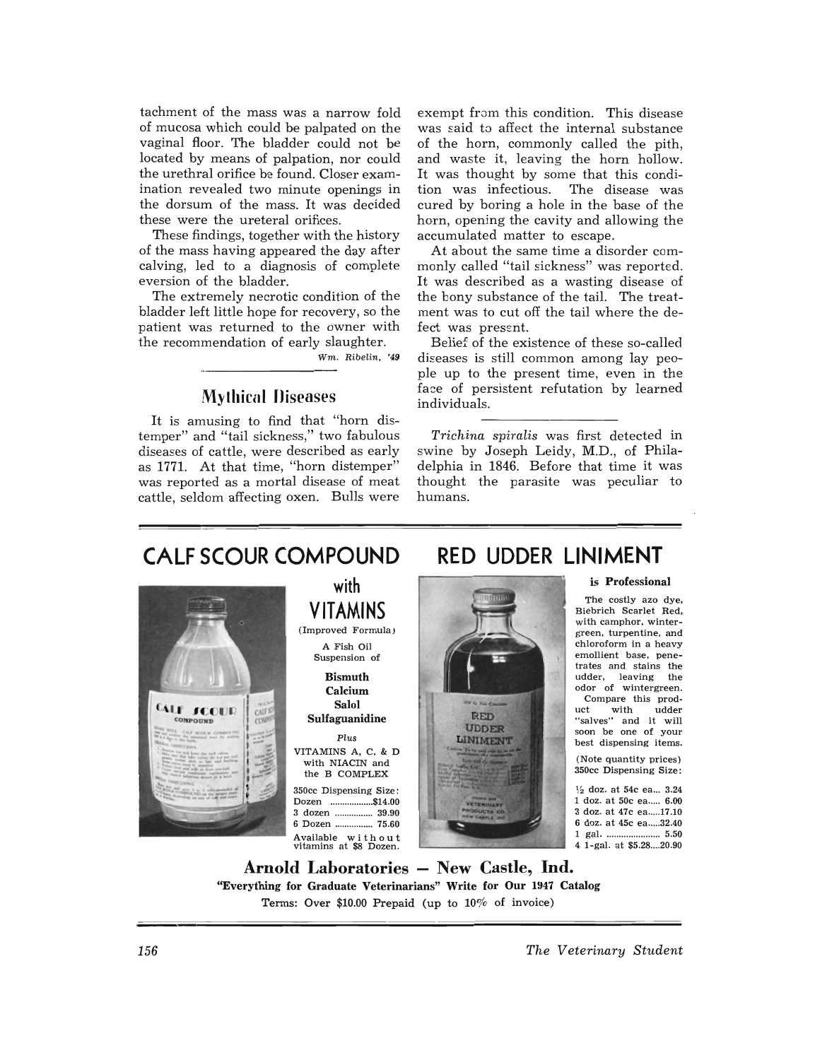tachment of the mass was a narrow fold of mucosa which could be palpated on the vaginal floor. The bladder could not be located by means of palpation, nor could the urethral orifice be found. Closer examination revealed two minute openings in the dorsum of the mass. It was decided these were the ureteral orifices.

These findings, together with the history of the mass having appeared the day after calving, led to a diagnosis of complete eversion of the bladder.

The extremely necrotic condition of the bladder left little hope for recovery, so the patient was returned to the owner with the recommendation of early slaughter.

*Wm. Ribelin, '49*

## Mythical Diseases

It is amusing to find that "horn distemper" and "tail sickness," two fabulous diseases of cattle, were described as early as 1771. At that time, "horn distemper" was reported as a mortal disease of meat cattle, seldom affecting oxen. Bulls were exempt from this condition. This disease was said to affect the internal substance of the horn, commonly called the pith, and waste it, leaving the horn hollow. It was thought by some that this condition was infectious. The disease was cured by boring a hole in the base of the horn, opening the cavity and allowing the accumulated matter to escape.

At about the same time a disorder commonly called "tail sickness" was reported. It was described as a wasting disease of the bony substance of the tail. The treatment was to cut off the tail where the defect was present.

Belief of the existence of these so-called diseases is still common among lay people up to the present time, even in the face of persistent refutation by learned individuals.

---

*Trichina spiralis* was first detected in swine by Joseph Leidy, M.D., of Philadelphia in 1846. Before that time it was thought the parasite was peculiar to humans.

---

## CALF SCOUR COMPOUND

### with VITAMINS

(Improved Formula)

A Fish Oil Suspension of

**Bismuth**
**Calcium**
**Salol**
**Sulfaguanidine**

*Plus*

VITAMINS A, C, & D with NIACIN and the B COMPLEX

350cc Dispensing Size:
Dozen ................. $14.00
3 dozen ................ 39.90
6 Dozen ................ 75.60

Available without vitamins at $8 Dozen.

## RED UDDER LINIMENT

**is Professional**

The costly azo dye, Biebrich Scarlet Red, with camphor, wintergreen, turpentine, and chloroform in a heavy emollient base, penetrates and stains the udder, leaving the odor of wintergreen.

Compare this product with udder "salves" and it will soon be one of your best dispensing items.

(Note quantity prices)
350cc Dispensing Size:

½ doz. at 54c ea... 3.24
1 doz. at 50c ea..... 6.00
3 doz. at 47c ea.....17.10
6 doz. at 45c ea.....32.40
1 gal. ...................... 5.50
4 1-gal. at $5.28....20.90

**Arnold Laboratories — New Castle, Ind.**

**"Everything for Graduate Veterinarians" Write for Our 1947 Catalog**

Terms: Over $10.00 Prepaid (up to 10% of invoice)